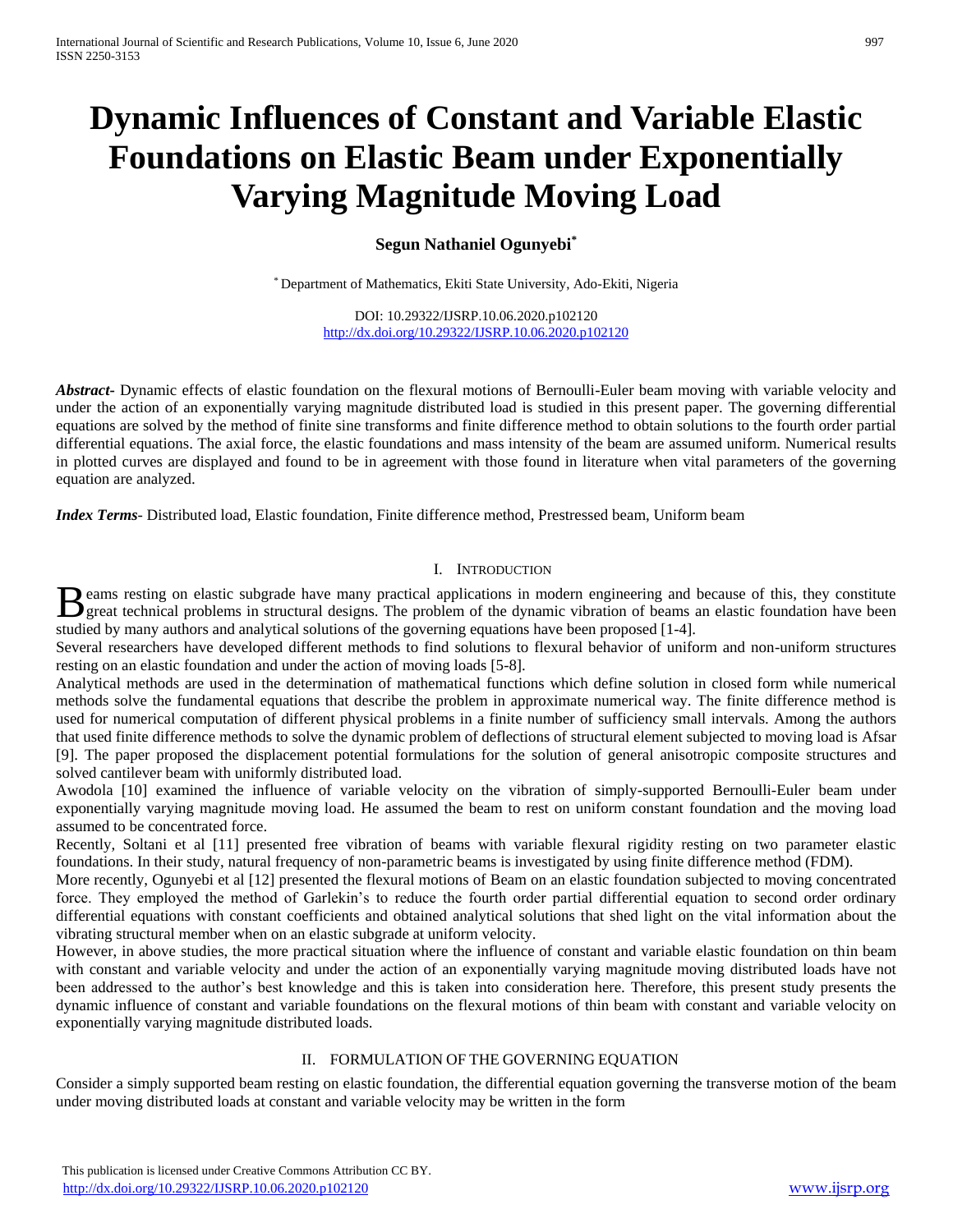# Dynamic Influences of Constant and Variable Elastic Foundations on Elastic Beam under Exponentially Varying Magnitude Moving Load

**Segun Nathaniel Ogunyebi***

* Department of Mathematics, Ekiti State University, Ado-Ekiti, Nigeria

DOI: 10.29322/IJSRP.10.06.2020.p102120
http://dx.doi.org/10.29322/IJSRP.10.06.2020.p102120

***Abstract***- Dynamic effects of elastic foundation on the flexural motions of Bernoulli-Euler beam moving with variable velocity and under the action of an exponentially varying magnitude distributed load is studied in this present paper. The governing differential equations are solved by the method of finite sine transforms and finite difference method to obtain solutions to the fourth order partial differential equations. The axial force, the elastic foundations and mass intensity of the beam are assumed uniform. Numerical results in plotted curves are displayed and found to be in agreement with those found in literature when vital parameters of the governing equation are analyzed.

***Index Terms***- Distributed load, Elastic foundation, Finite difference method, Prestressed beam, Uniform beam

## I. Introduction

Beams resting on elastic subgrade have many practical applications in modern engineering and because of this, they constitute great technical problems in structural designs. The problem of the dynamic vibration of beams an elastic foundation have been studied by many authors and analytical solutions of the governing equations have been proposed [1-4].

Several researchers have developed different methods to find solutions to flexural behavior of uniform and non-uniform structures resting on an elastic foundation and under the action of moving loads [5-8].

Analytical methods are used in the determination of mathematical functions which define solution in closed form while numerical methods solve the fundamental equations that describe the problem in approximate numerical way. The finite difference method is used for numerical computation of different physical problems in a finite number of sufficiency small intervals. Among the authors that used finite difference methods to solve the dynamic problem of deflections of structural element subjected to moving load is Afsar [9]. The paper proposed the displacement potential formulations for the solution of general anisotropic composite structures and solved cantilever beam with uniformly distributed load.

Awodola [10] examined the influence of variable velocity on the vibration of simply-supported Bernoulli-Euler beam under exponentially varying magnitude moving load. He assumed the beam to rest on uniform constant foundation and the moving load assumed to be concentrated force.

Recently, Soltani et al [11] presented free vibration of beams with variable flexural rigidity resting on two parameter elastic foundations. In their study, natural frequency of non-parametric beams is investigated by using finite difference method (FDM).

More recently, Ogunyebi et al [12] presented the flexural motions of Beam on an elastic foundation subjected to moving concentrated force. They employed the method of Garlekin's to reduce the fourth order partial differential equation to second order ordinary differential equations with constant coefficients and obtained analytical solutions that shed light on the vital information about the vibrating structural member when on an elastic subgrade at uniform velocity.

However, in above studies, the more practical situation where the influence of constant and variable elastic foundation on thin beam with constant and variable velocity and under the action of an exponentially varying magnitude moving distributed loads have not been addressed to the author's best knowledge and this is taken into consideration here. Therefore, this present study presents the dynamic influence of constant and variable foundations on the flexural motions of thin beam with constant and variable velocity on exponentially varying magnitude distributed loads.

## II. Formulation of the Governing Equation

Consider a simply supported beam resting on elastic foundation, the differential equation governing the transverse motion of the beam under moving distributed loads at constant and variable velocity may be written in the form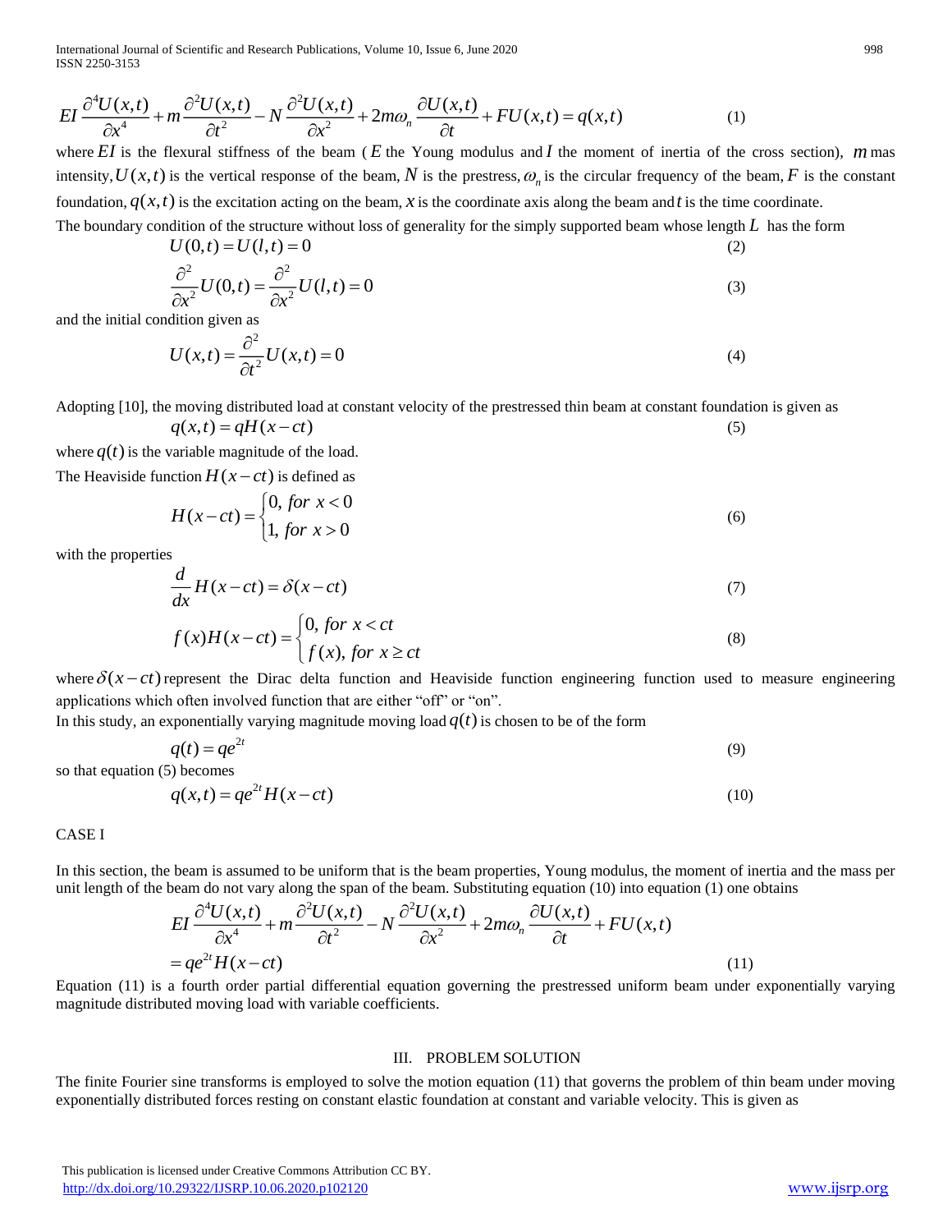$$EI\frac{\partial^4 U(x,t)}{\partial x^4} + m\frac{\partial^2 U(x,t)}{\partial t^2} - N\frac{\partial^2 U(x,t)}{\partial x^2} + 2m\omega_n\frac{\partial U(x,t)}{\partial t} + FU(x,t) = q(x,t) \tag{1}$$

where $EI$ is the flexural stiffness of the beam ($E$ the Young modulus and $I$ the moment of inertia of the cross section), $m$ mas intensity, $U(x,t)$ is the vertical response of the beam, $N$ is the prestress, $\omega_n$ is the circular frequency of the beam, $F$ is the constant foundation, $q(x,t)$ is the excitation acting on the beam, $x$ is the coordinate axis along the beam and $t$ is the time coordinate.

The boundary condition of the structure without loss of generality for the simply supported beam whose length $L$ has the form

$$U(0,t) = U(l,t) = 0 \tag{2}$$

$$\frac{\partial^2}{\partial x^2}U(0,t) = \frac{\partial^2}{\partial x^2}U(l,t) = 0 \tag{3}$$

and the initial condition given as

$$U(x,t) = \frac{\partial^2}{\partial t^2}U(x,t) = 0 \tag{4}$$

Adopting [10], the moving distributed load at constant velocity of the prestressed thin beam at constant foundation is given as

$$q(x,t) = qH(x-ct) \tag{5}$$

where $q(t)$ is the variable magnitude of the load.

The Heaviside function $H(x-ct)$ is defined as

$$H(x-ct) = \begin{cases} 0, \ for \ x < 0 \\ 1, \ for \ x > 0 \end{cases} \tag{6}$$

with the properties

$$\frac{d}{dx}H(x-ct) = \delta(x-ct) \tag{7}$$

$$f(x)H(x-ct) = \begin{cases} 0, \ for \ x < ct \\ f(x), \ for \ x \geq ct \end{cases} \tag{8}$$

where $\delta(x-ct)$ represent the Dirac delta function and Heaviside function engineering function used to measure engineering applications which often involved function that are either "off" or "on".

In this study, an exponentially varying magnitude moving load $q(t)$ is chosen to be of the form

$$q(t) = qe^{2t} \tag{9}$$

so that equation (5) becomes

$$q(x,t) = qe^{2t}H(x-ct) \tag{10}$$

CASE I

In this section, the beam is assumed to be uniform that is the beam properties, Young modulus, the moment of inertia and the mass per unit length of the beam do not vary along the span of the beam. Substituting equation (10) into equation (1) one obtains

$$EI\frac{\partial^4 U(x,t)}{\partial x^4} + m\frac{\partial^2 U(x,t)}{\partial t^2} - N\frac{\partial^2 U(x,t)}{\partial x^2} + 2m\omega_n\frac{\partial U(x,t)}{\partial t} + FU(x,t) = qe^{2t}H(x-ct) \tag{11}$$

Equation (11) is a fourth order partial differential equation governing the prestressed uniform beam under exponentially varying magnitude distributed moving load with variable coefficients.

## III. PROBLEM SOLUTION

The finite Fourier sine transforms is employed to solve the motion equation (11) that governs the problem of thin beam under moving exponentially distributed forces resting on constant elastic foundation at constant and variable velocity. This is given as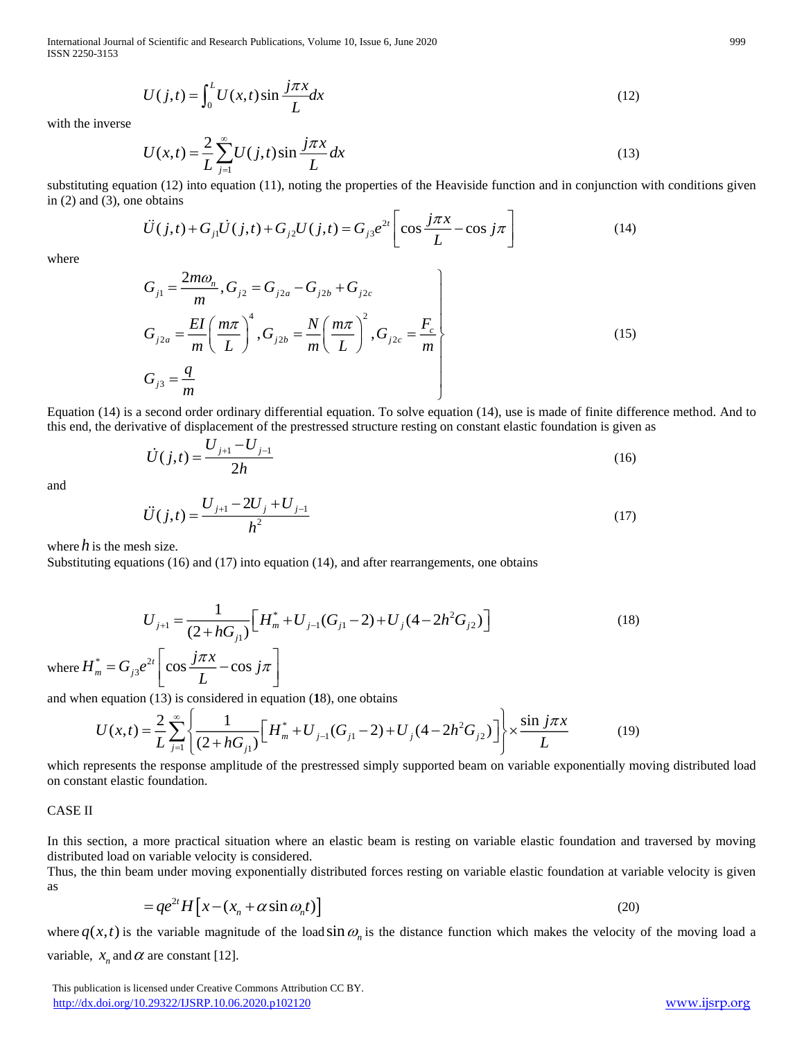$$U(j,t) = \int_0^L U(x,t) \sin \frac{j\pi x}{L} dx \tag{12}$$

with the inverse

$$U(x,t) = \frac{2}{L} \sum_{j=1}^{\infty} U(j,t) \sin \frac{j\pi x}{L} dx \tag{13}$$

substituting equation (12) into equation (11), noting the properties of the Heaviside function and in conjunction with conditions given in (2) and (3), one obtains

$$\ddot{U}(j,t) + G_{j1}\dot{U}(j,t) + G_{j2}U(j,t) = G_{j3}e^{2t}\left[\cos \frac{j\pi x}{L} - \cos j\pi\right] \tag{14}$$

where

$$\left.\begin{aligned} &G_{j1} = \frac{2m\omega_n}{m}, G_{j2} = G_{j2a} - G_{j2b} + G_{j2c} \\ &G_{j2a} = \frac{EI}{m}\left(\frac{m\pi}{L}\right)^4, G_{j2b} = \frac{N}{m}\left(\frac{m\pi}{L}\right)^2, G_{j2c} = \frac{F_c}{m} \\ &G_{j3} = \frac{q}{m} \end{aligned}\right\} \tag{15}$$

Equation (14) is a second order ordinary differential equation. To solve equation (14), use is made of finite difference method. And to this end, the derivative of displacement of the prestressed structure resting on constant elastic foundation is given as

$$\dot{U}(j,t) = \frac{U_{j+1} - U_{j-1}}{2h} \tag{16}$$

and

$$\ddot{U}(j,t) = \frac{U_{j+1} - 2U_j + U_{j-1}}{h^2} \tag{17}$$

where $h$ is the mesh size.

Substituting equations (16) and (17) into equation (14), and after rearrangements, one obtains

$$U_{j+1} = \frac{1}{(2 + hG_{j1})}\left[H_m^* + U_{j-1}(G_{j1} - 2) + U_j(4 - 2h^2 G_{j2})\right] \tag{18}$$

where $H_m^* = G_{j3}e^{2t}\left[\cos \frac{j\pi x}{L} - \cos j\pi\right]$

and when equation (13) is considered in equation (**1**8), one obtains

$$U(x,t) = \frac{2}{L}\sum_{j=1}^{\infty}\left\{\frac{1}{(2 + hG_{j1})}\left[H_m^* + U_{j-1}(G_{j1} - 2) + U_j(4 - 2h^2 G_{j2})\right]\right\} \times \frac{\sin j\pi x}{L} \tag{19}$$

which represents the response amplitude of the prestressed simply supported beam on variable exponentially moving distributed load on constant elastic foundation.

CASE II

In this section, a more practical situation where an elastic beam is resting on variable elastic foundation and traversed by moving distributed load on variable velocity is considered.

Thus, the thin beam under moving exponentially distributed forces resting on variable elastic foundation at variable velocity is given as

$$= qe^{2t}H\left[x - (x_n + \alpha \sin \omega_n t)\right] \tag{20}$$

where $q(x,t)$ is the variable magnitude of the load $\sin \omega_n$ is the distance function which makes the velocity of the moving load a variable, $x_n$ and $\alpha$ are constant [12].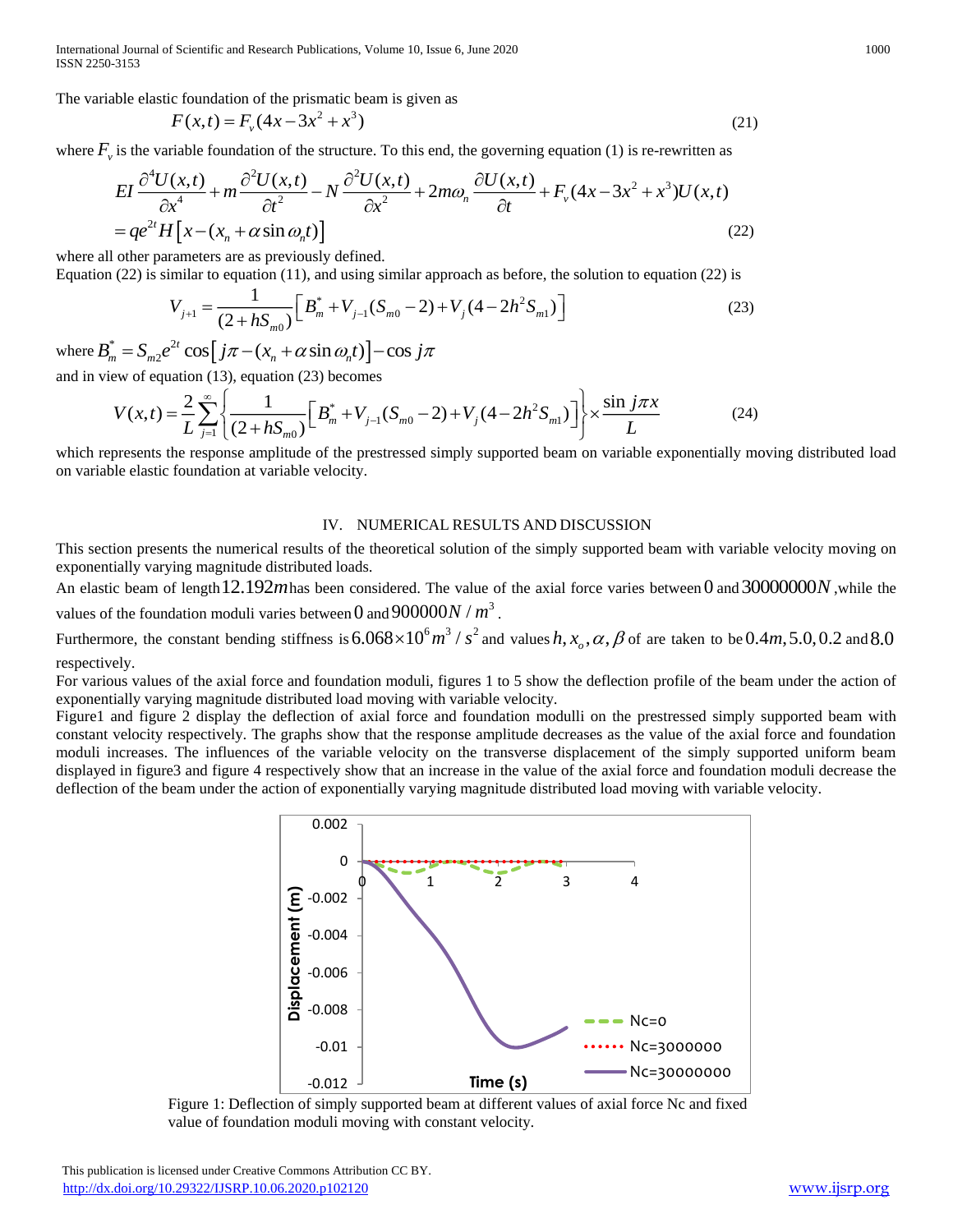The variable elastic foundation of the prismatic beam is given as

$$F(x,t) = F_v(4x - 3x^2 + x^3) \tag{21}$$

where $F_v$ is the variable foundation of the structure. To this end, the governing equation (1) is re-rewritten as

$$EI\frac{\partial^4 U(x,t)}{\partial x^4} + m\frac{\partial^2 U(x,t)}{\partial t^2} - N\frac{\partial^2 U(x,t)}{\partial x^2} + 2m\omega_n\frac{\partial U(x,t)}{\partial t} + F_v(4x - 3x^2 + x^3)U(x,t)$$
$$= qe^{2t}H\left[x - (x_n + \alpha\sin\omega_n t)\right] \tag{22}$$

where all other parameters are as previously defined.

Equation (22) is similar to equation (11), and using similar approach as before, the solution to equation (22) is

$$V_{j+1} = \frac{1}{(2+hS_{m0})}\left[B_m^* + V_{j-1}(S_{m0} - 2) + V_j(4 - 2h^2 S_{m1})\right] \tag{23}$$

where $B_m^* = S_{m2}e^{2t}\cos\left[j\pi - (x_n + \alpha\sin\omega_n t)\right] - \cos j\pi$

and in view of equation (13), equation (23) becomes

$$V(x,t) = \frac{2}{L}\sum_{j=1}^{\infty}\left\{\frac{1}{(2+hS_{m0})}\left[B_m^* + V_{j-1}(S_{m0} - 2) + V_j(4 - 2h^2 S_{m1})\right]\right\} \times \frac{\sin j\pi x}{L} \tag{24}$$

which represents the response amplitude of the prestressed simply supported beam on variable exponentially moving distributed load on variable elastic foundation at variable velocity.

## IV. NUMERICAL RESULTS AND DISCUSSION

This section presents the numerical results of the theoretical solution of the simply supported beam with variable velocity moving on exponentially varying magnitude distributed loads.

An elastic beam of length $12.192m$ has been considered. The value of the axial force varies between $0$ and $30000000N$, while the values of the foundation moduli varies between $0$ and $900000N/m^3$.

Furthermore, the constant bending stiffness is $6.068\times10^6 m^3/s^2$ and values $h, x_o, \alpha, \beta$ of are taken to be $0.4m, 5.0, 0.2$ and $8.0$ respectively.

For various values of the axial force and foundation moduli, figures 1 to 5 show the deflection profile of the beam under the action of exponentially varying magnitude distributed load moving with variable velocity.

Figure1 and figure 2 display the deflection of axial force and foundation modulli on the prestressed simply supported beam with constant velocity respectively. The graphs show that the response amplitude decreases as the value of the axial force and foundation moduli increases. The influences of the variable velocity on the transverse displacement of the simply supported uniform beam displayed in figure3 and figure 4 respectively show that an increase in the value of the axial force and foundation moduli decrease the deflection of the beam under the action of exponentially varying magnitude distributed load moving with variable velocity.

Figure 1: Deflection of simply supported beam at different values of axial force Nc and fixed value of foundation moduli moving with constant velocity.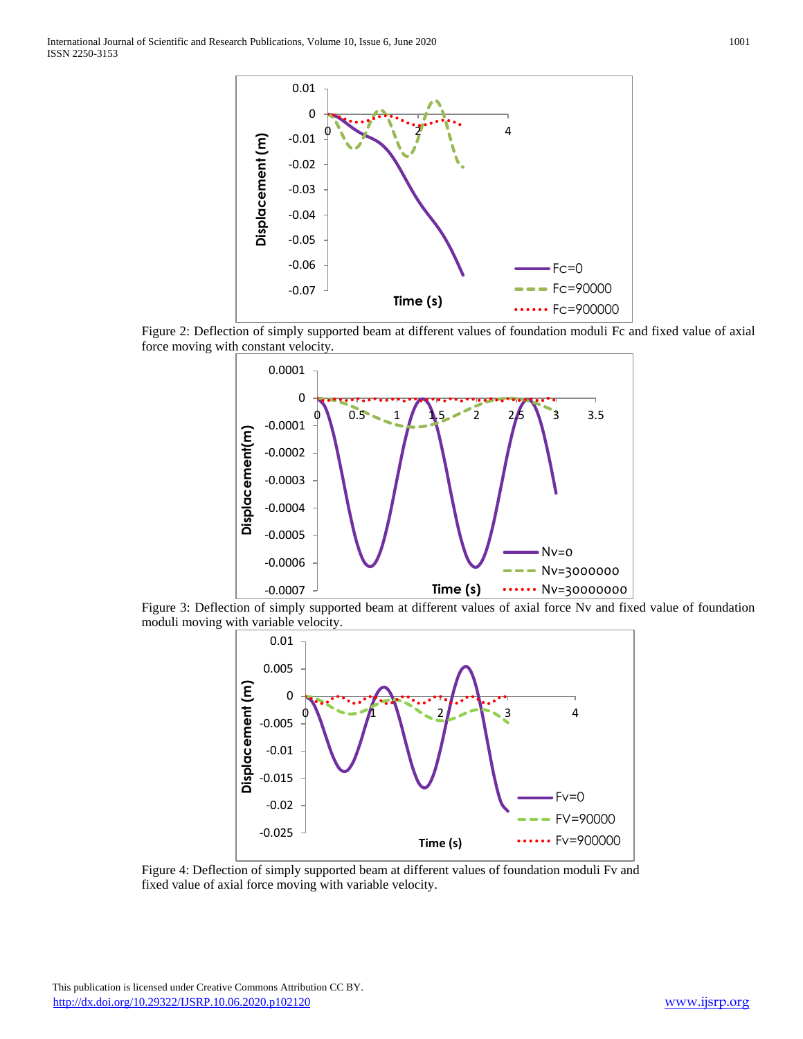Figure 2: Deflection of simply supported beam at different values of foundation moduli Fc and fixed value of axial force moving with constant velocity.

Figure 3: Deflection of simply supported beam at different values of axial force Nv and fixed value of foundation moduli moving with variable velocity.

Figure 4: Deflection of simply supported beam at different values of foundation moduli Fv and fixed value of axial force moving with variable velocity.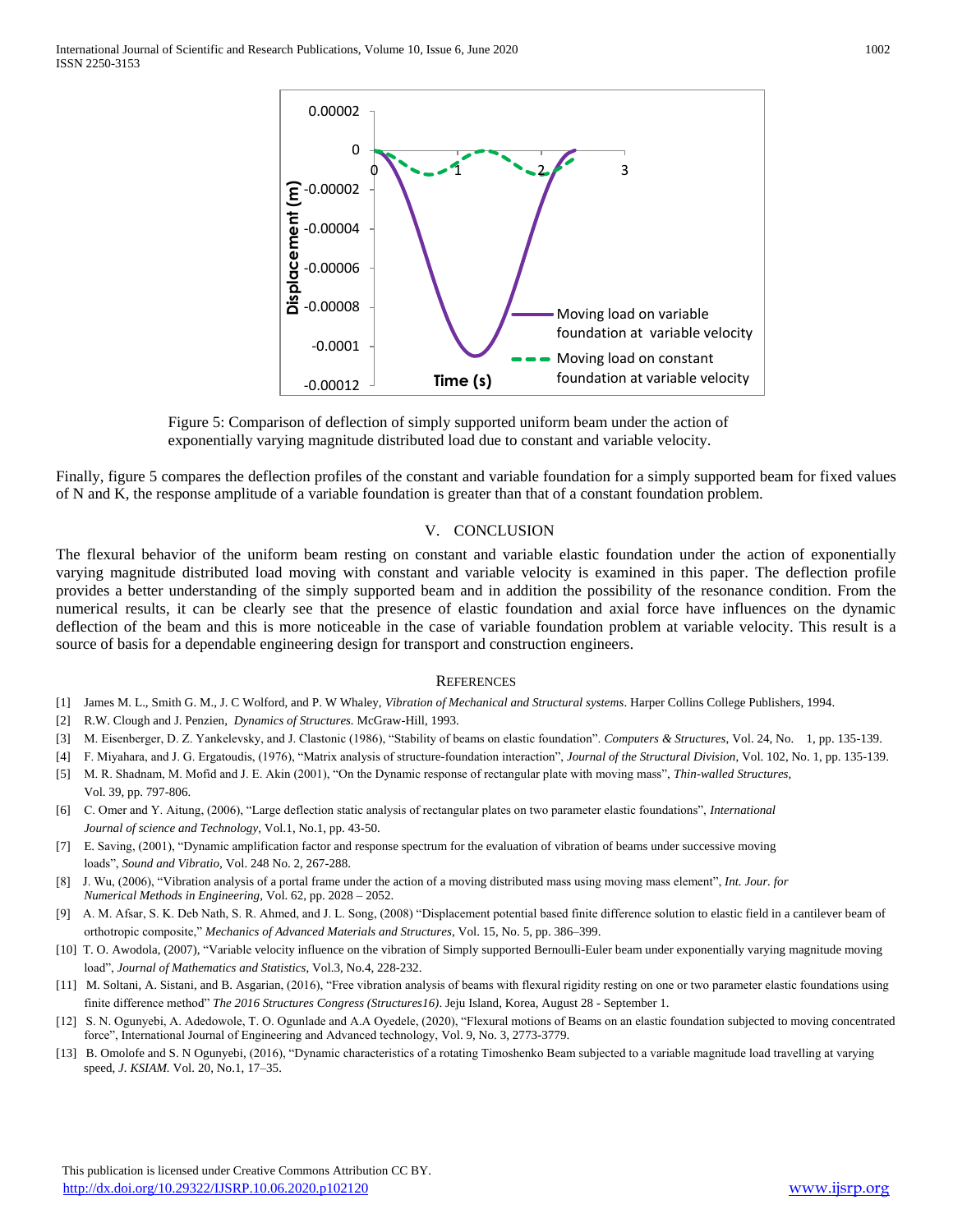Figure 5: Comparison of deflection of simply supported uniform beam under the action of exponentially varying magnitude distributed load due to constant and variable velocity.

Finally, figure 5 compares the deflection profiles of the constant and variable foundation for a simply supported beam for fixed values of N and K, the response amplitude of a variable foundation is greater than that of a constant foundation problem.

## V. CONCLUSION

The flexural behavior of the uniform beam resting on constant and variable elastic foundation under the action of exponentially varying magnitude distributed load moving with constant and variable velocity is examined in this paper. The deflection profile provides a better understanding of the simply supported beam and in addition the possibility of the resonance condition. From the numerical results, it can be clearly see that the presence of elastic foundation and axial force have influences on the dynamic deflection of the beam and this is more noticeable in the case of variable foundation problem at variable velocity. This result is a source of basis for a dependable engineering design for transport and construction engineers.

## REFERENCES

[1] James M. L., Smith G. M., J. C Wolford, and P. W Whaley, *Vibration of Mechanical and Structural systems*. Harper Collins College Publishers, 1994.

[2] R.W. Clough and J. Penzien, *Dynamics of Structures*. McGraw-Hill, 1993.

[3] M. Eisenberger, D. Z. Yankelevsky, and J. Clastonic (1986), "Stability of beams on elastic foundation". *Computers & Structures*, Vol. 24, No. 1, pp. 135-139.

[4] F. Miyahara, and J. G. Ergatoudis, (1976), "Matrix analysis of structure-foundation interaction", *Journal of the Structural Division*, Vol. 102, No. 1, pp. 135-139.

[5] M. R. Shadnam, M. Mofid and J. E. Akin (2001), "On the Dynamic response of rectangular plate with moving mass", *Thin-walled Structures*, Vol. 39, pp. 797-806.

[6] C. Omer and Y. Aitung, (2006), "Large deflection static analysis of rectangular plates on two parameter elastic foundations", *International Journal of science and Technology*, Vol.1, No.1, pp. 43-50.

[7] E. Saving, (2001), "Dynamic amplification factor and response spectrum for the evaluation of vibration of beams under successive moving loads", *Sound and Vibratio*, Vol. 248 No. 2, 267-288.

[8] J. Wu, (2006), "Vibration analysis of a portal frame under the action of a moving distributed mass using moving mass element", *Int. Jour. for Numerical Methods in Engineering*, Vol. 62, pp. 2028 – 2052.

[9] A. M. Afsar, S. K. Deb Nath, S. R. Ahmed, and J. L. Song, (2008) "Displacement potential based finite difference solution to elastic field in a cantilever beam of orthotropic composite," *Mechanics of Advanced Materials and Structures*, Vol. 15, No. 5, pp. 386–399.

[10] T. O. Awodola, (2007), "Variable velocity influence on the vibration of Simply supported Bernoulli-Euler beam under exponentially varying magnitude moving load", *Journal of Mathematics and Statistics*, Vol.3, No.4, 228-232.

[11] M. Soltani, A. Sistani, and B. Asgarian, (2016), "Free vibration analysis of beams with flexural rigidity resting on one or two parameter elastic foundations using finite difference method" *The 2016 Structures Congress (Structures16)*. Jeju Island, Korea, August 28 - September 1.

[12] S. N. Ogunyebi, A. Adedowole, T. O. Ogunlade and A.A Oyedele, (2020), "Flexural motions of Beams on an elastic foundation subjected to moving concentrated force", International Journal of Engineering and Advanced technology, Vol. 9, No. 3, 2773-3779.

[13] B. Omolofe and S. N Ogunyebi, (2016), "Dynamic characteristics of a rotating Timoshenko Beam subjected to a variable magnitude load travelling at varying speed, *J. KSIAM.* Vol. 20, No.1, 17–35.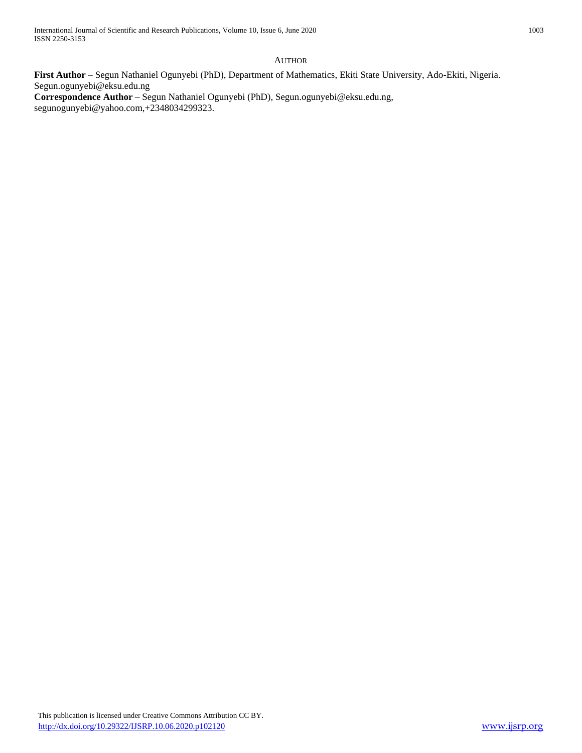# AUTHOR

**First Author** – Segun Nathaniel Ogunyebi (PhD), Department of Mathematics, Ekiti State University, Ado-Ekiti, Nigeria. Segun.ogunyebi@eksu.edu.ng

**Correspondence Author** – Segun Nathaniel Ogunyebi (PhD), Segun.ogunyebi@eksu.edu.ng, segunogunyebi@yahoo.com,+2348034299323.